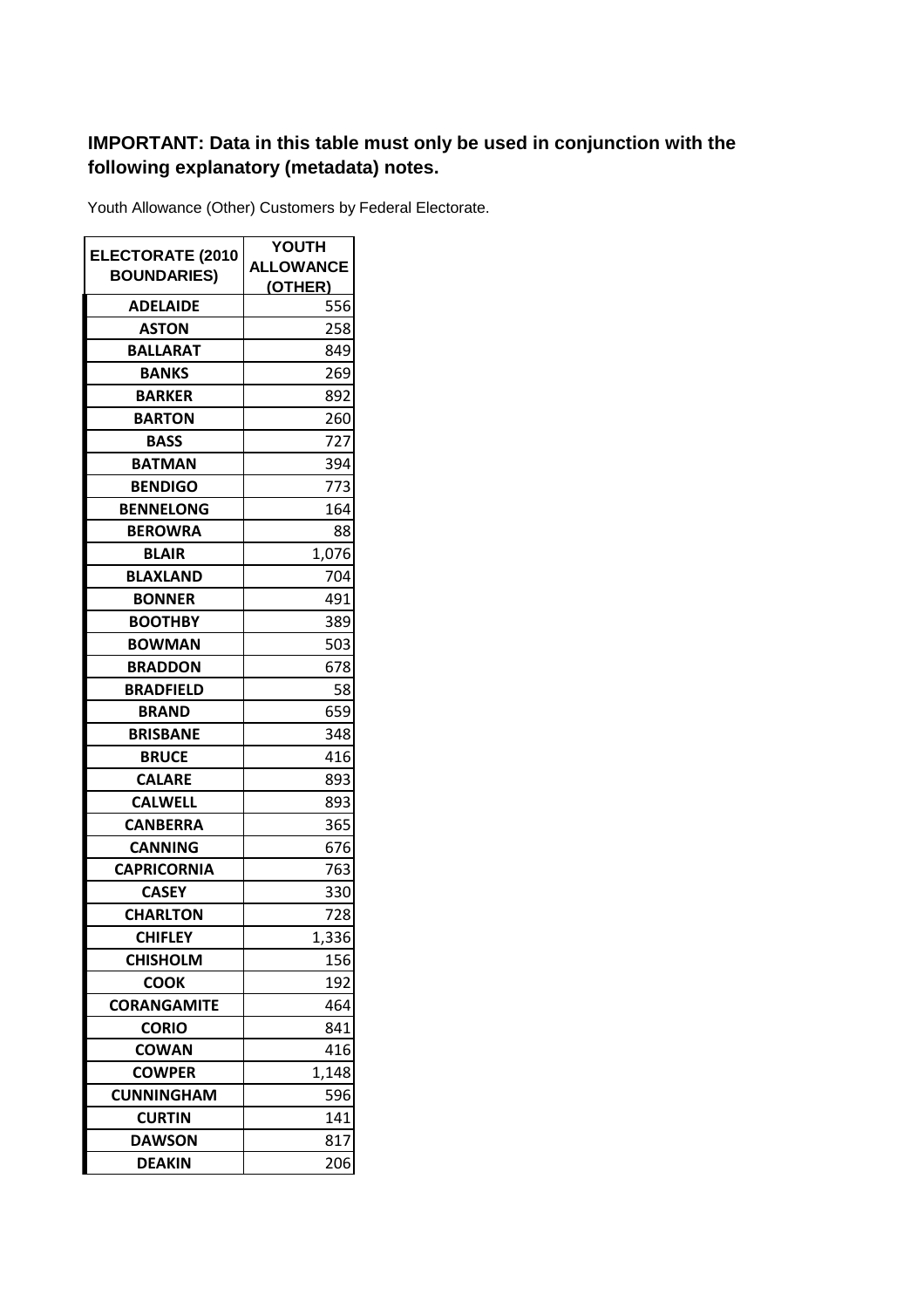**IMPORTANT: Data in this table must only be used in conjunction with the following explanatory (metadata) notes.**

Youth Allowance (Other) Customers by Federal Electorate.

| ELECTORATE (2010 BOUNDARIES) | YOUTH ALLOWANCE (OTHER) |
|---|---|
| ADELAIDE | 556 |
| ASTON | 258 |
| BALLARAT | 849 |
| BANKS | 269 |
| BARKER | 892 |
| BARTON | 260 |
| BASS | 727 |
| BATMAN | 394 |
| BENDIGO | 773 |
| BENNELONG | 164 |
| BEROWRA | 88 |
| BLAIR | 1,076 |
| BLAXLAND | 704 |
| BONNER | 491 |
| BOOTHBY | 389 |
| BOWMAN | 503 |
| BRADDON | 678 |
| BRADFIELD | 58 |
| BRAND | 659 |
| BRISBANE | 348 |
| BRUCE | 416 |
| CALARE | 893 |
| CALWELL | 893 |
| CANBERRA | 365 |
| CANNING | 676 |
| CAPRICORNIA | 763 |
| CASEY | 330 |
| CHARLTON | 728 |
| CHIFLEY | 1,336 |
| CHISHOLM | 156 |
| COOK | 192 |
| CORANGAMITE | 464 |
| CORIO | 841 |
| COWAN | 416 |
| COWPER | 1,148 |
| CUNNINGHAM | 596 |
| CURTIN | 141 |
| DAWSON | 817 |
| DEAKIN | 206 |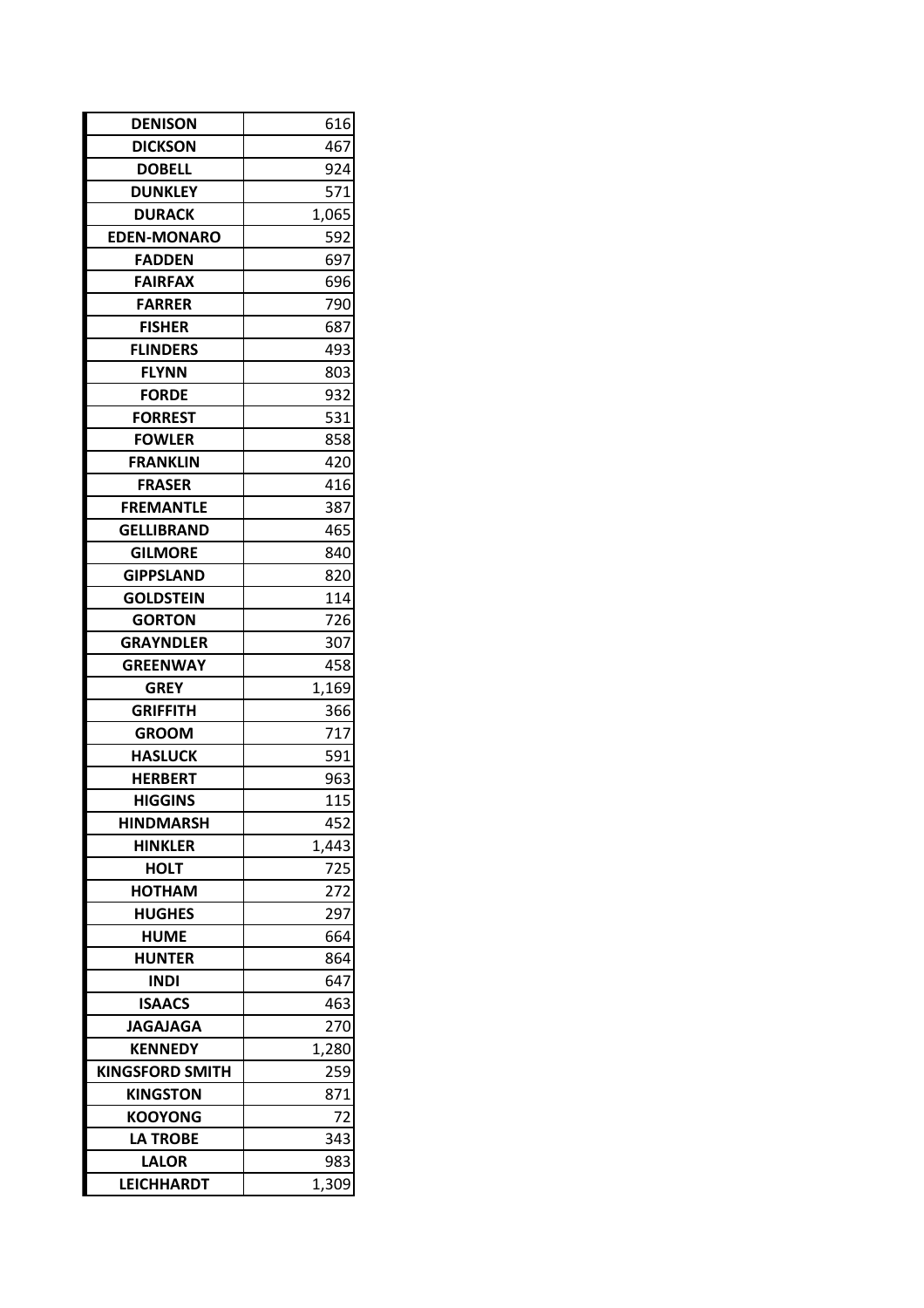| DENISON | 616 |
|---|---|
| DICKSON | 467 |
| DOBELL | 924 |
| DUNKLEY | 571 |
| DURACK | 1,065 |
| EDEN-MONARO | 592 |
| FADDEN | 697 |
| FAIRFAX | 696 |
| FARRER | 790 |
| FISHER | 687 |
| FLINDERS | 493 |
| FLYNN | 803 |
| FORDE | 932 |
| FORREST | 531 |
| FOWLER | 858 |
| FRANKLIN | 420 |
| FRASER | 416 |
| FREMANTLE | 387 |
| GELLIBRAND | 465 |
| GILMORE | 840 |
| GIPPSLAND | 820 |
| GOLDSTEIN | 114 |
| GORTON | 726 |
| GRAYNDLER | 307 |
| GREENWAY | 458 |
| GREY | 1,169 |
| GRIFFITH | 366 |
| GROOM | 717 |
| HASLUCK | 591 |
| HERBERT | 963 |
| HIGGINS | 115 |
| HINDMARSH | 452 |
| HINKLER | 1,443 |
| HOLT | 725 |
| HOTHAM | 272 |
| HUGHES | 297 |
| HUME | 664 |
| HUNTER | 864 |
| INDI | 647 |
| ISAACS | 463 |
| JAGAJAGA | 270 |
| KENNEDY | 1,280 |
| KINGSFORD SMITH | 259 |
| KINGSTON | 871 |
| KOOYONG | 72 |
| LA TROBE | 343 |
| LALOR | 983 |
| LEICHHARDT | 1,309 |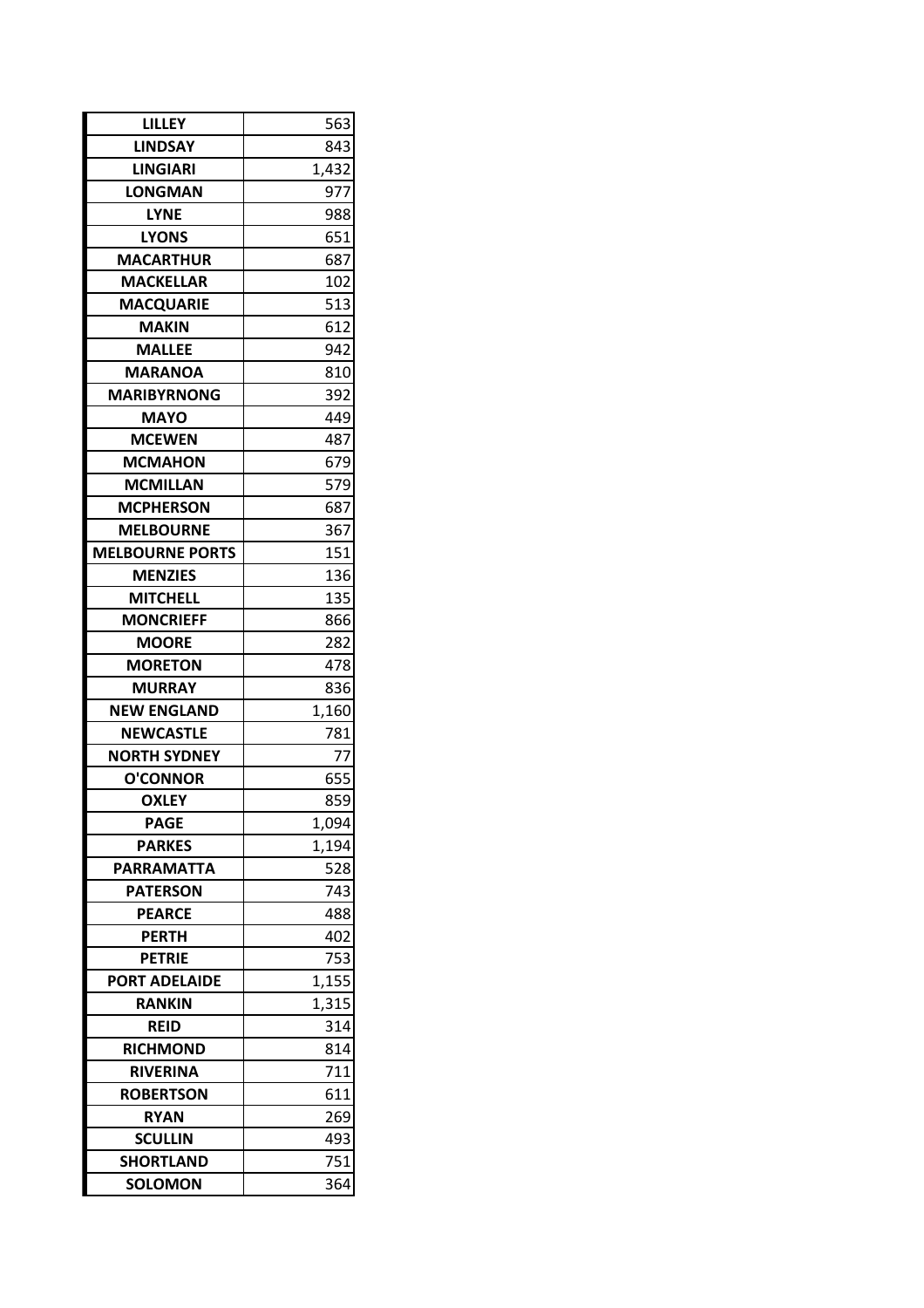| | |
|---|---|
| LILLEY | 563 |
| LINDSAY | 843 |
| LINGIARI | 1,432 |
| LONGMAN | 977 |
| LYNE | 988 |
| LYONS | 651 |
| MACARTHUR | 687 |
| MACKELLAR | 102 |
| MACQUARIE | 513 |
| MAKIN | 612 |
| MALLEE | 942 |
| MARANOA | 810 |
| MARIBYRNONG | 392 |
| MAYO | 449 |
| MCEWEN | 487 |
| MCMAHON | 679 |
| MCMILLAN | 579 |
| MCPHERSON | 687 |
| MELBOURNE | 367 |
| MELBOURNE PORTS | 151 |
| MENZIES | 136 |
| MITCHELL | 135 |
| MONCRIEFF | 866 |
| MOORE | 282 |
| MORETON | 478 |
| MURRAY | 836 |
| NEW ENGLAND | 1,160 |
| NEWCASTLE | 781 |
| NORTH SYDNEY | 77 |
| O'CONNOR | 655 |
| OXLEY | 859 |
| PAGE | 1,094 |
| PARKES | 1,194 |
| PARRAMATTA | 528 |
| PATERSON | 743 |
| PEARCE | 488 |
| PERTH | 402 |
| PETRIE | 753 |
| PORT ADELAIDE | 1,155 |
| RANKIN | 1,315 |
| REID | 314 |
| RICHMOND | 814 |
| RIVERINA | 711 |
| ROBERTSON | 611 |
| RYAN | 269 |
| SCULLIN | 493 |
| SHORTLAND | 751 |
| SOLOMON | 364 |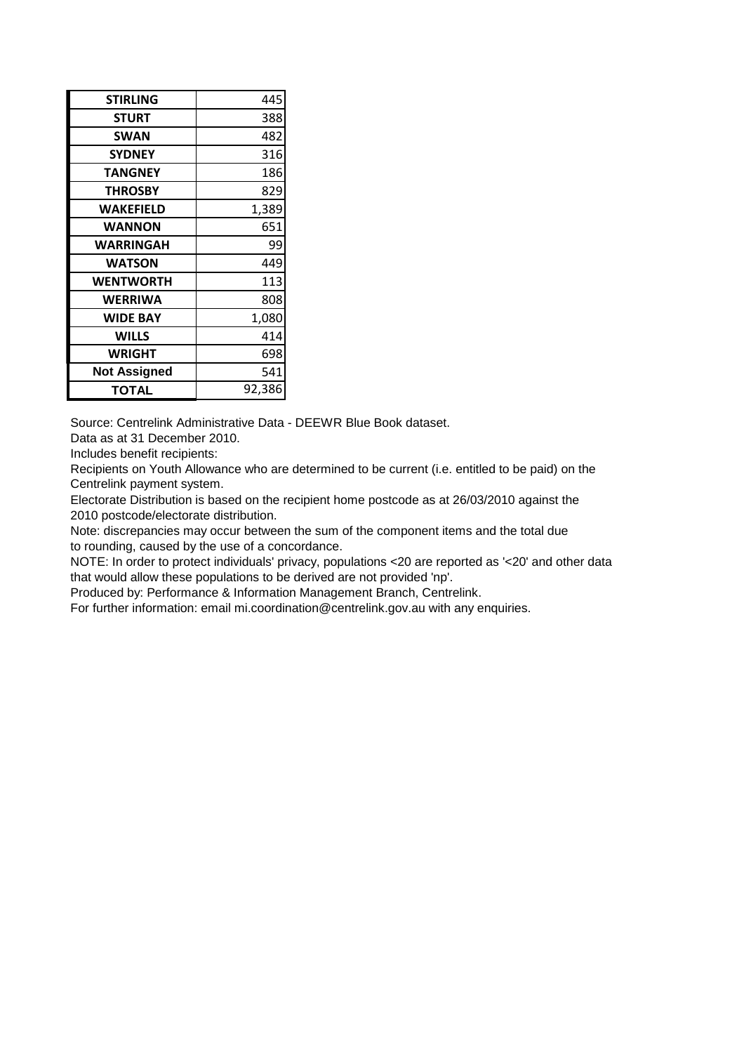| | |
|---|---|
| STIRLING | 445 |
| STURT | 388 |
| SWAN | 482 |
| SYDNEY | 316 |
| TANGNEY | 186 |
| THROSBY | 829 |
| WAKEFIELD | 1,389 |
| WANNON | 651 |
| WARRINGAH | 99 |
| WATSON | 449 |
| WENTWORTH | 113 |
| WERRIWA | 808 |
| WIDE BAY | 1,080 |
| WILLS | 414 |
| WRIGHT | 698 |
| Not Assigned | 541 |
| TOTAL | 92,386 |

Source: Centrelink Administrative Data - DEEWR Blue Book dataset.

Data as at 31 December 2010.

Includes benefit recipients:

Recipients on Youth Allowance who are determined to be current (i.e. entitled to be paid) on the Centrelink payment system.

Electorate Distribution is based on the recipient home postcode as at 26/03/2010 against the 2010 postcode/electorate distribution.

Note: discrepancies may occur between the sum of the component items and the total due to rounding, caused by the use of a concordance.

NOTE: In order to protect individuals' privacy, populations <20 are reported as '<20' and other data that would allow these populations to be derived are not provided 'np'.

Produced by: Performance & Information Management Branch, Centrelink.

For further information: email mi.coordination@centrelink.gov.au with any enquiries.